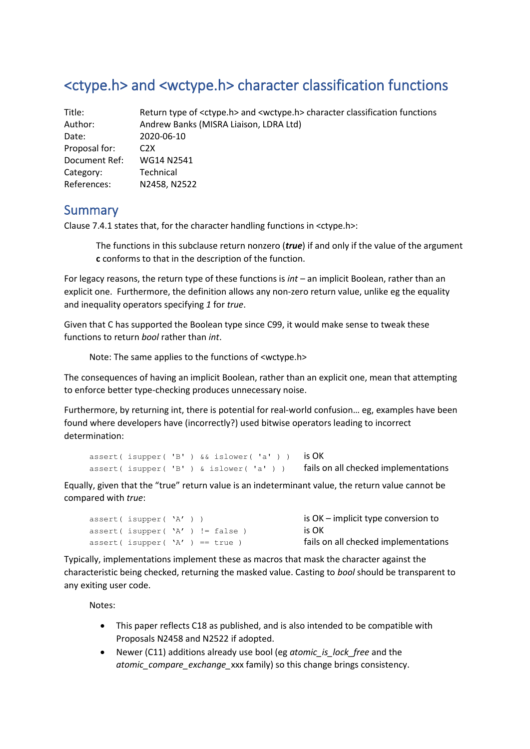# <ctype.h> and <wctype.h> character classification functions

| | |
|---|---|
| Title: | Return type of <ctype.h> and <wctype.h> character classification functions |
| Author: | Andrew Banks (MISRA Liaison, LDRA Ltd) |
| Date: | 2020-06-10 |
| Proposal for: | C2X |
| Document Ref: | WG14 N2541 |
| Category: | Technical |
| References: | N2458, N2522 |

## Summary

Clause 7.4.1 states that, for the character handling functions in <ctype.h>:

> The functions in this subclause return nonzero (***true***) if and only if the value of the argument **c** conforms to that in the description of the function.

For legacy reasons, the return type of these functions is *int* – an implicit Boolean, rather than an explicit one. Furthermore, the definition allows any non-zero return value, unlike eg the equality and inequality operators specifying *1* for *true*.

Given that C has supported the Boolean type since C99, it would make sense to tweak these functions to return *bool* rather than *int*.

> Note: The same applies to the functions of <wctype.h>

The consequences of having an implicit Boolean, rather than an explicit one, mean that attempting to enforce better type-checking produces unnecessary noise.

Furthermore, by returning int, there is potential for real-world confusion… eg, examples have been found where developers have (incorrectly?) used bitwise operators leading to incorrect determination:

```
assert( isupper( 'B' ) && islower( 'a' ) )    is OK
assert( isupper( 'B' ) & islower( 'a' ) )     fails on all checked implementations
```

Equally, given that the "true" return value is an indeterminant value, the return value cannot be compared with *true*:

```
assert( isupper( 'A' ) )                      is OK – implicit type conversion to
assert( isupper( 'A' ) != false )             is OK
assert( isupper( 'A' ) == true )              fails on all checked implementations
```

Typically, implementations implement these as macros that mask the character against the characteristic being checked, returning the masked value. Casting to *bool* should be transparent to any exiting user code.

> Notes:
>
> - This paper reflects C18 as published, and is also intended to be compatible with Proposals N2458 and N2522 if adopted.
> - Newer (C11) additions already use bool (eg *atomic_is_lock_free* and the *atomic_compare_exchange_*xxx family) so this change brings consistency.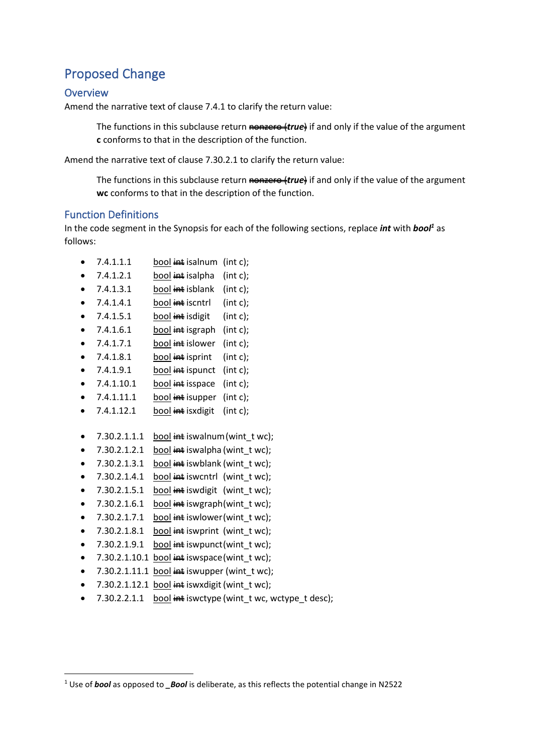# Proposed Change

## Overview

Amend the narrative text of clause 7.4.1 to clarify the return value:

> The functions in this subclause return ~~nonzero (~~***true***~~)~~ if and only if the value of the argument **c** conforms to that in the description of the function.

Amend the narrative text of clause 7.30.2.1 to clarify the return value:

> The functions in this subclause return ~~nonzero (~~***true***~~)~~ if and only if the value of the argument **wc** conforms to that in the description of the function.

## Function Definitions

In the code segment in the Synopsis for each of the following sections, replace ***int*** with ***bool***[1] as follows:

- 7.4.1.1.1 <u>bool</u> ~~int~~ isalnum (int c);
- 7.4.1.2.1 <u>bool</u> ~~int~~ isalpha (int c);
- 7.4.1.3.1 <u>bool</u> ~~int~~ isblank (int c);
- 7.4.1.4.1 <u>bool</u> ~~int~~ iscntrl (int c);
- 7.4.1.5.1 <u>bool</u> ~~int~~ isdigit (int c);
- 7.4.1.6.1 <u>bool</u> ~~int~~ isgraph (int c);
- 7.4.1.7.1 <u>bool</u> ~~int~~ islower (int c);
- 7.4.1.8.1 <u>bool</u> ~~int~~ isprint (int c);
- 7.4.1.9.1 <u>bool</u> ~~int~~ ispunct (int c);
- 7.4.1.10.1 <u>bool</u> ~~int~~ isspace (int c);
- 7.4.1.11.1 <u>bool</u> ~~int~~ isupper (int c);
- 7.4.1.12.1 <u>bool</u> ~~int~~ isxdigit (int c);

- 7.30.2.1.1.1 <u>bool</u> ~~int~~ iswalnum (wint_t wc);
- 7.30.2.1.2.1 <u>bool</u> ~~int~~ iswalpha (wint_t wc);
- 7.30.2.1.3.1 <u>bool</u> ~~int~~ iswblank (wint_t wc);
- 7.30.2.1.4.1 <u>bool</u> ~~int~~ iswcntrl (wint_t wc);
- 7.30.2.1.5.1 <u>bool</u> ~~int~~ iswdigit (wint_t wc);
- 7.30.2.1.6.1 <u>bool</u> ~~int~~ iswgraph (wint_t wc);
- 7.30.2.1.7.1 <u>bool</u> ~~int~~ iswlower (wint_t wc);
- 7.30.2.1.8.1 <u>bool</u> ~~int~~ iswprint (wint_t wc);
- 7.30.2.1.9.1 <u>bool</u> ~~int~~ iswpunct (wint_t wc);
- 7.30.2.1.10.1 <u>bool</u> ~~int~~ iswspace (wint_t wc);
- 7.30.2.1.11.1 <u>bool</u> ~~int~~ iswupper (wint_t wc);
- 7.30.2.1.12.1 <u>bool</u> ~~int~~ iswxdigit (wint_t wc);
- 7.30.2.2.1.1 <u>bool</u> ~~int~~ iswctype (wint_t wc, wctype_t desc);

---

[1] Use of ***bool*** as opposed to ***_Bool*** is deliberate, as this reflects the potential change in N2522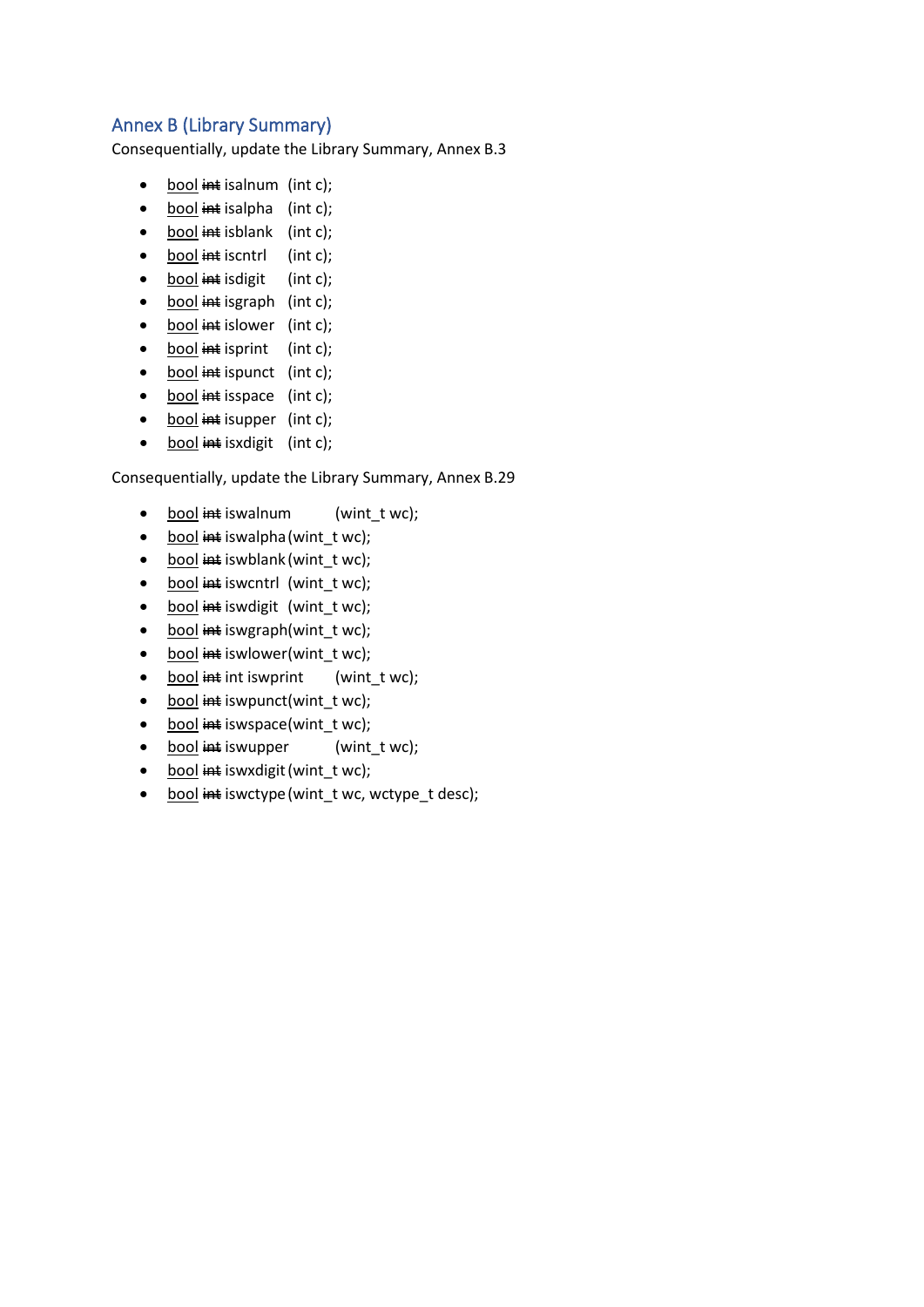## Annex B (Library Summary)

Consequentially, update the Library Summary, Annex B.3

- <ins>bool</ins> ~~int~~ isalnum (int c);
- <ins>bool</ins> ~~int~~ isalpha (int c);
- <ins>bool</ins> ~~int~~ isblank (int c);
- <ins>bool</ins> ~~int~~ iscntrl (int c);
- <ins>bool</ins> ~~int~~ isdigit (int c);
- <ins>bool</ins> ~~int~~ isgraph (int c);
- <ins>bool</ins> ~~int~~ islower (int c);
- <ins>bool</ins> ~~int~~ isprint (int c);
- <ins>bool</ins> ~~int~~ ispunct (int c);
- <ins>bool</ins> ~~int~~ isspace (int c);
- <ins>bool</ins> ~~int~~ isupper (int c);
- <ins>bool</ins> ~~int~~ isxdigit (int c);

Consequentially, update the Library Summary, Annex B.29

- <ins>bool</ins> ~~int~~ iswalnum (wint_t wc);
- <ins>bool</ins> ~~int~~ iswalpha (wint_t wc);
- <ins>bool</ins> ~~int~~ iswblank (wint_t wc);
- <ins>bool</ins> ~~int~~ iswcntrl (wint_t wc);
- <ins>bool</ins> ~~int~~ iswdigit (wint_t wc);
- <ins>bool</ins> ~~int~~ iswgraph (wint_t wc);
- <ins>bool</ins> ~~int~~ iswlower (wint_t wc);
- <ins>bool</ins> ~~int~~ int iswprint (wint_t wc);
- <ins>bool</ins> ~~int~~ iswpunct (wint_t wc);
- <ins>bool</ins> ~~int~~ iswspace (wint_t wc);
- <ins>bool</ins> ~~int~~ iswupper (wint_t wc);
- <ins>bool</ins> ~~int~~ iswxdigit (wint_t wc);
- <ins>bool</ins> ~~int~~ iswctype (wint_t wc, wctype_t desc);